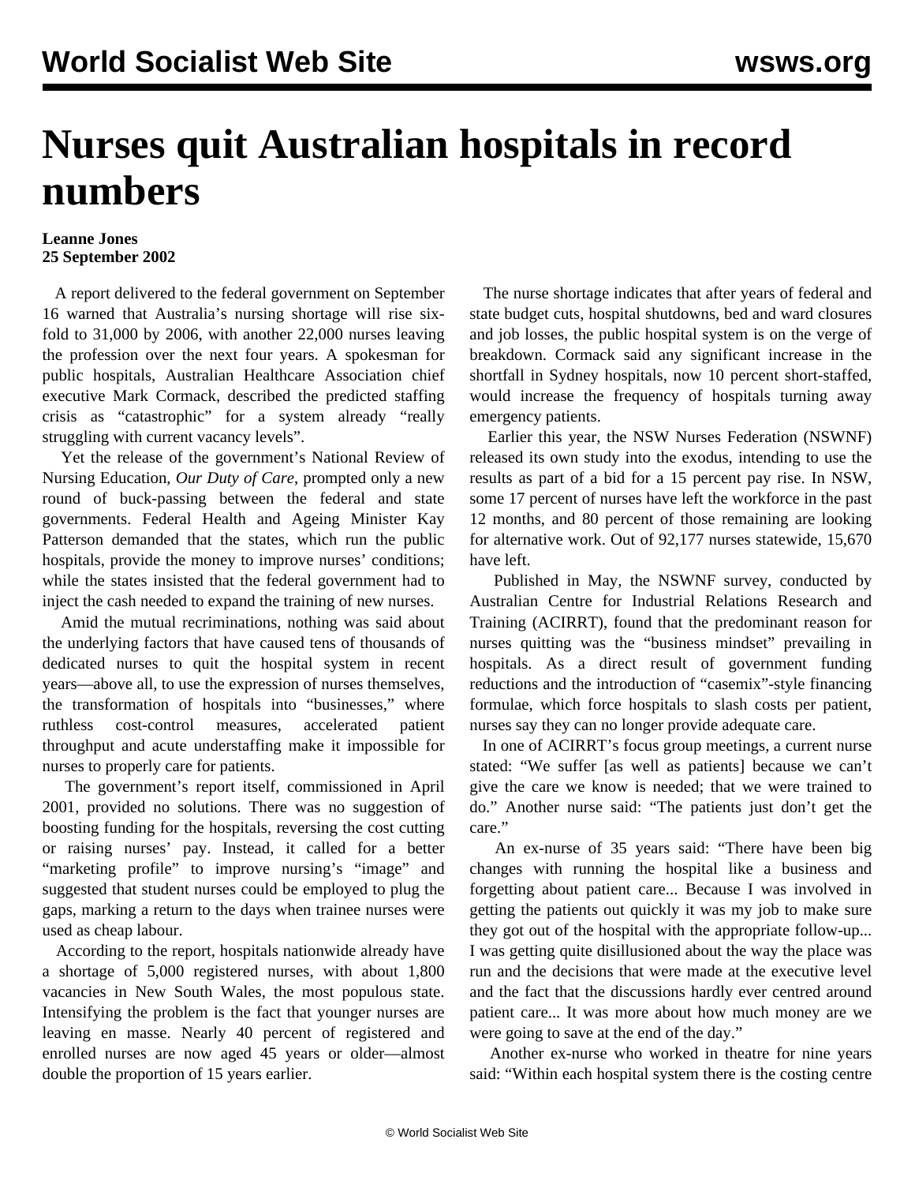# Nurses quit Australian hospitals in record numbers

**Leanne Jones**
**25 September 2002**

A report delivered to the federal government on September 16 warned that Australia's nursing shortage will rise six-fold to 31,000 by 2006, with another 22,000 nurses leaving the profession over the next four years. A spokesman for public hospitals, Australian Healthcare Association chief executive Mark Cormack, described the predicted staffing crisis as "catastrophic" for a system already "really struggling with current vacancy levels".

Yet the release of the government's National Review of Nursing Education, *Our Duty of Care*, prompted only a new round of buck-passing between the federal and state governments. Federal Health and Ageing Minister Kay Patterson demanded that the states, which run the public hospitals, provide the money to improve nurses' conditions; while the states insisted that the federal government had to inject the cash needed to expand the training of new nurses.

Amid the mutual recriminations, nothing was said about the underlying factors that have caused tens of thousands of dedicated nurses to quit the hospital system in recent years—above all, to use the expression of nurses themselves, the transformation of hospitals into "businesses," where ruthless cost-control measures, accelerated patient throughput and acute understaffing make it impossible for nurses to properly care for patients.

The government's report itself, commissioned in April 2001, provided no solutions. There was no suggestion of boosting funding for the hospitals, reversing the cost cutting or raising nurses' pay. Instead, it called for a better "marketing profile" to improve nursing's "image" and suggested that student nurses could be employed to plug the gaps, marking a return to the days when trainee nurses were used as cheap labour.

According to the report, hospitals nationwide already have a shortage of 5,000 registered nurses, with about 1,800 vacancies in New South Wales, the most populous state. Intensifying the problem is the fact that younger nurses are leaving en masse. Nearly 40 percent of registered and enrolled nurses are now aged 45 years or older—almost double the proportion of 15 years earlier.

The nurse shortage indicates that after years of federal and state budget cuts, hospital shutdowns, bed and ward closures and job losses, the public hospital system is on the verge of breakdown. Cormack said any significant increase in the shortfall in Sydney hospitals, now 10 percent short-staffed, would increase the frequency of hospitals turning away emergency patients.

Earlier this year, the NSW Nurses Federation (NSWNF) released its own study into the exodus, intending to use the results as part of a bid for a 15 percent pay rise. In NSW, some 17 percent of nurses have left the workforce in the past 12 months, and 80 percent of those remaining are looking for alternative work. Out of 92,177 nurses statewide, 15,670 have left.

Published in May, the NSWNF survey, conducted by Australian Centre for Industrial Relations Research and Training (ACIRRT), found that the predominant reason for nurses quitting was the "business mindset" prevailing in hospitals. As a direct result of government funding reductions and the introduction of "casemix"-style financing formulae, which force hospitals to slash costs per patient, nurses say they can no longer provide adequate care.

In one of ACIRRT's focus group meetings, a current nurse stated: "We suffer [as well as patients] because we can't give the care we know is needed; that we were trained to do." Another nurse said: "The patients just don't get the care."

An ex-nurse of 35 years said: "There have been big changes with running the hospital like a business and forgetting about patient care... Because I was involved in getting the patients out quickly it was my job to make sure they got out of the hospital with the appropriate follow-up... I was getting quite disillusioned about the way the place was run and the decisions that were made at the executive level and the fact that the discussions hardly ever centred around patient care... It was more about how much money are we were going to save at the end of the day."

Another ex-nurse who worked in theatre for nine years said: "Within each hospital system there is the costing centre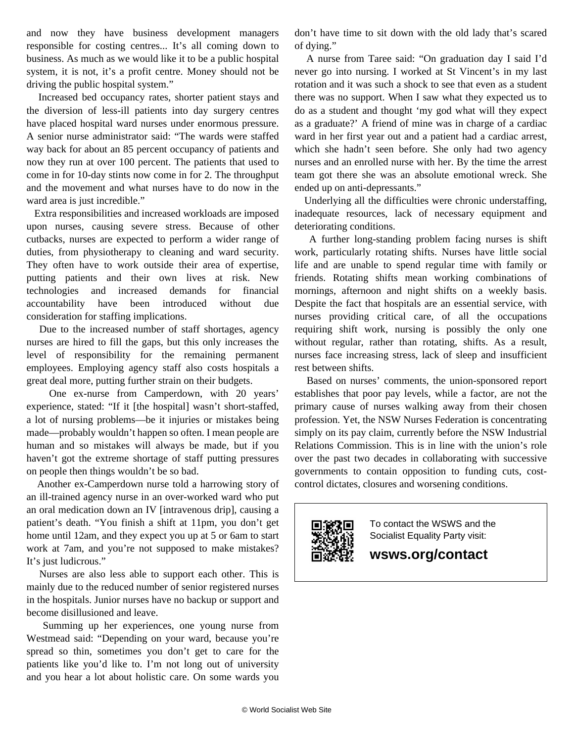and now they have business development managers responsible for costing centres... It's all coming down to business. As much as we would like it to be a public hospital system, it is not, it's a profit centre. Money should not be driving the public hospital system."

Increased bed occupancy rates, shorter patient stays and the diversion of less-ill patients into day surgery centres have placed hospital ward nurses under enormous pressure. A senior nurse administrator said: "The wards were staffed way back for about an 85 percent occupancy of patients and now they run at over 100 percent. The patients that used to come in for 10-day stints now come in for 2. The throughput and the movement and what nurses have to do now in the ward area is just incredible."

Extra responsibilities and increased workloads are imposed upon nurses, causing severe stress. Because of other cutbacks, nurses are expected to perform a wider range of duties, from physiotherapy to cleaning and ward security. They often have to work outside their area of expertise, putting patients and their own lives at risk. New technologies and increased demands for financial accountability have been introduced without due consideration for staffing implications.

Due to the increased number of staff shortages, agency nurses are hired to fill the gaps, but this only increases the level of responsibility for the remaining permanent employees. Employing agency staff also costs hospitals a great deal more, putting further strain on their budgets.

One ex-nurse from Camperdown, with 20 years' experience, stated: "If it [the hospital] wasn't short-staffed, a lot of nursing problems—be it injuries or mistakes being made—probably wouldn't happen so often. I mean people are human and so mistakes will always be made, but if you haven't got the extreme shortage of staff putting pressures on people then things wouldn't be so bad.

Another ex-Camperdown nurse told a harrowing story of an ill-trained agency nurse in an over-worked ward who put an oral medication down an IV [intravenous drip], causing a patient's death. "You finish a shift at 11pm, you don't get home until 12am, and they expect you up at 5 or 6am to start work at 7am, and you're not supposed to make mistakes? It's just ludicrous."

Nurses are also less able to support each other. This is mainly due to the reduced number of senior registered nurses in the hospitals. Junior nurses have no backup or support and become disillusioned and leave.

Summing up her experiences, one young nurse from Westmead said: "Depending on your ward, because you're spread so thin, sometimes you don't get to care for the patients like you'd like to. I'm not long out of university and you hear a lot about holistic care. On some wards you don't have time to sit down with the old lady that's scared of dying."

A nurse from Taree said: "On graduation day I said I'd never go into nursing. I worked at St Vincent's in my last rotation and it was such a shock to see that even as a student there was no support. When I saw what they expected us to do as a student and thought 'my god what will they expect as a graduate?' A friend of mine was in charge of a cardiac ward in her first year out and a patient had a cardiac arrest, which she hadn't seen before. She only had two agency nurses and an enrolled nurse with her. By the time the arrest team got there she was an absolute emotional wreck. She ended up on anti-depressants."

Underlying all the difficulties were chronic understaffing, inadequate resources, lack of necessary equipment and deteriorating conditions.

A further long-standing problem facing nurses is shift work, particularly rotating shifts. Nurses have little social life and are unable to spend regular time with family or friends. Rotating shifts mean working combinations of mornings, afternoon and night shifts on a weekly basis. Despite the fact that hospitals are an essential service, with nurses providing critical care, of all the occupations requiring shift work, nursing is possibly the only one without regular, rather than rotating, shifts. As a result, nurses face increasing stress, lack of sleep and insufficient rest between shifts.

Based on nurses' comments, the union-sponsored report establishes that poor pay levels, while a factor, are not the primary cause of nurses walking away from their chosen profession. Yet, the NSW Nurses Federation is concentrating simply on its pay claim, currently before the NSW Industrial Relations Commission. This is in line with the union's role over the past two decades in collaborating with successive governments to contain opposition to funding cuts, cost-control dictates, closures and worsening conditions.

To contact the WSWS and the Socialist Equality Party visit:

**wsws.org/contact**